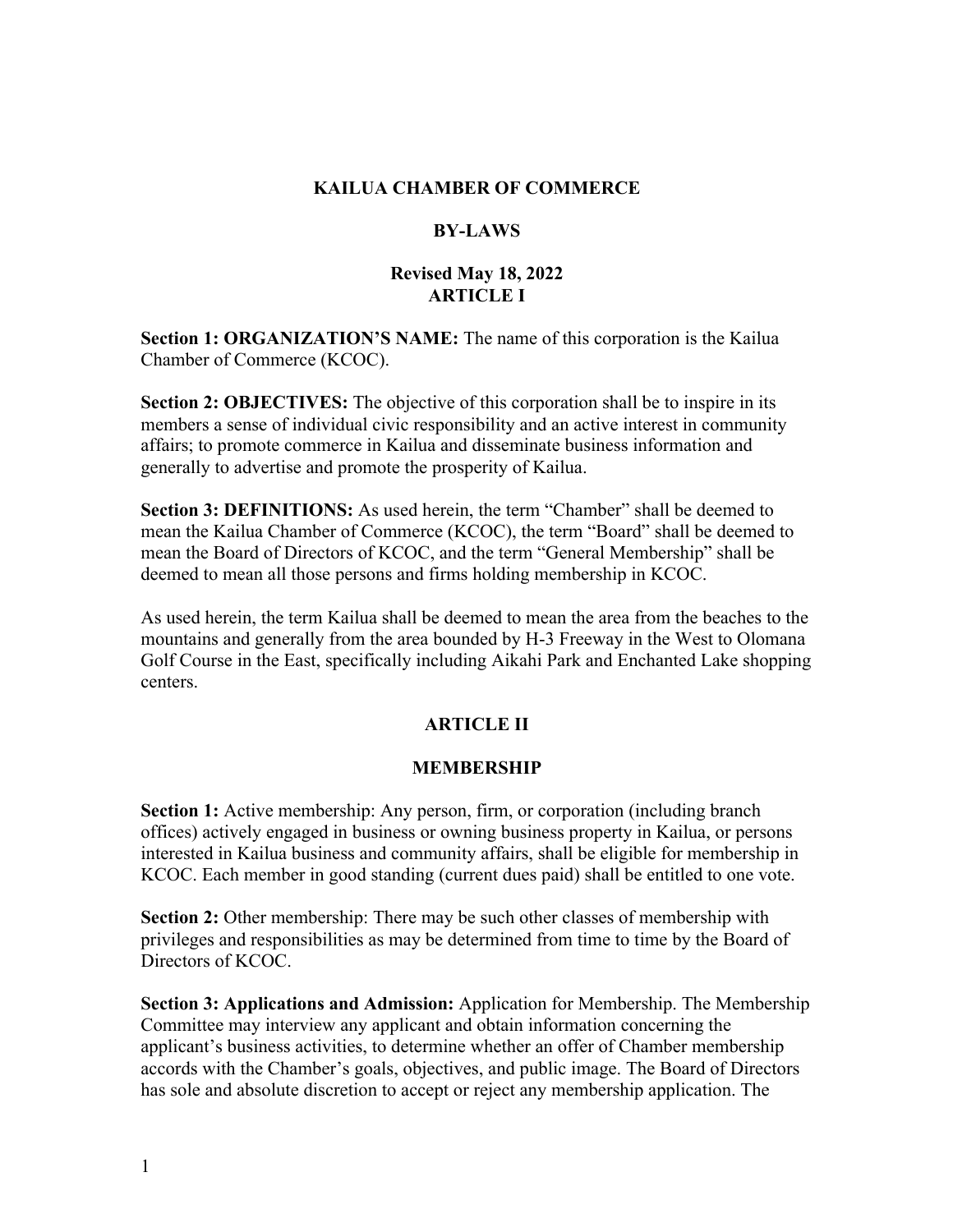# KAILUA CHAMBER OF COMMERCE

## BY-LAWS

**Revised May 18, 2022**

## ARTICLE I

**Section 1: ORGANIZATION'S NAME:** The name of this corporation is the Kailua Chamber of Commerce (KCOC).

**Section 2: OBJECTIVES:** The objective of this corporation shall be to inspire in its members a sense of individual civic responsibility and an active interest in community affairs; to promote commerce in Kailua and disseminate business information and generally to advertise and promote the prosperity of Kailua.

**Section 3: DEFINITIONS:** As used herein, the term "Chamber" shall be deemed to mean the Kailua Chamber of Commerce (KCOC), the term "Board" shall be deemed to mean the Board of Directors of KCOC, and the term "General Membership" shall be deemed to mean all those persons and firms holding membership in KCOC.

As used herein, the term Kailua shall be deemed to mean the area from the beaches to the mountains and generally from the area bounded by H-3 Freeway in the West to Olomana Golf Course in the East, specifically including Aikahi Park and Enchanted Lake shopping centers.

## ARTICLE II

## MEMBERSHIP

**Section 1:** Active membership: Any person, firm, or corporation (including branch offices) actively engaged in business or owning business property in Kailua, or persons interested in Kailua business and community affairs, shall be eligible for membership in KCOC. Each member in good standing (current dues paid) shall be entitled to one vote.

**Section 2:** Other membership: There may be such other classes of membership with privileges and responsibilities as may be determined from time to time by the Board of Directors of KCOC.

**Section 3: Applications and Admission:** Application for Membership. The Membership Committee may interview any applicant and obtain information concerning the applicant's business activities, to determine whether an offer of Chamber membership accords with the Chamber's goals, objectives, and public image. The Board of Directors has sole and absolute discretion to accept or reject any membership application. The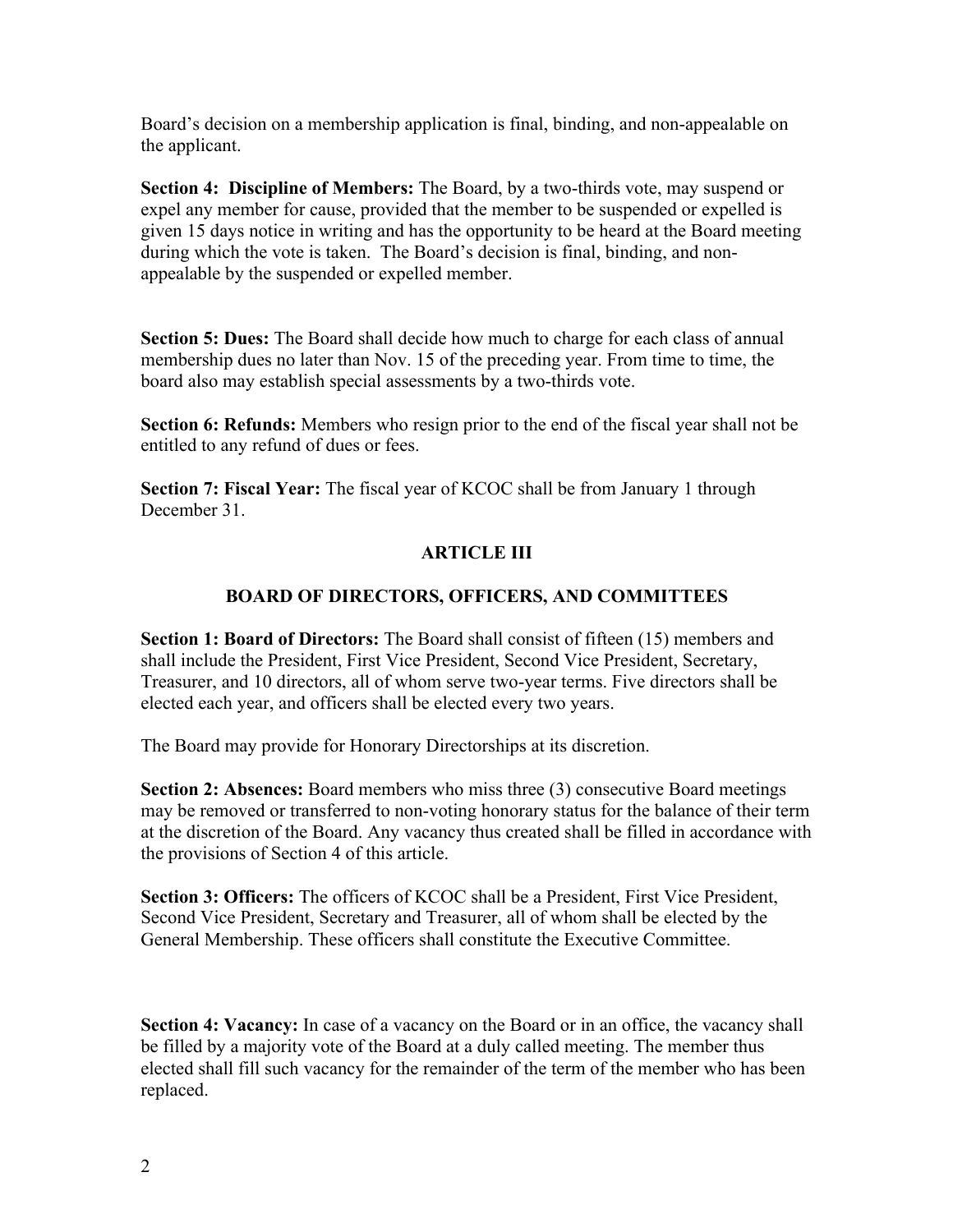Board's decision on a membership application is final, binding, and non-appealable on the applicant.

**Section 4: Discipline of Members:** The Board, by a two-thirds vote, may suspend or expel any member for cause, provided that the member to be suspended or expelled is given 15 days notice in writing and has the opportunity to be heard at the Board meeting during which the vote is taken. The Board's decision is final, binding, and non-appealable by the suspended or expelled member.

**Section 5: Dues:** The Board shall decide how much to charge for each class of annual membership dues no later than Nov. 15 of the preceding year. From time to time, the board also may establish special assessments by a two-thirds vote.

**Section 6: Refunds:** Members who resign prior to the end of the fiscal year shall not be entitled to any refund of dues or fees.

**Section 7: Fiscal Year:** The fiscal year of KCOC shall be from January 1 through December 31.

## ARTICLE III

## BOARD OF DIRECTORS, OFFICERS, AND COMMITTEES

**Section 1: Board of Directors:** The Board shall consist of fifteen (15) members and shall include the President, First Vice President, Second Vice President, Secretary, Treasurer, and 10 directors, all of whom serve two-year terms. Five directors shall be elected each year, and officers shall be elected every two years.

The Board may provide for Honorary Directorships at its discretion.

**Section 2: Absences:** Board members who miss three (3) consecutive Board meetings may be removed or transferred to non-voting honorary status for the balance of their term at the discretion of the Board. Any vacancy thus created shall be filled in accordance with the provisions of Section 4 of this article.

**Section 3: Officers:** The officers of KCOC shall be a President, First Vice President, Second Vice President, Secretary and Treasurer, all of whom shall be elected by the General Membership. These officers shall constitute the Executive Committee.

**Section 4: Vacancy:** In case of a vacancy on the Board or in an office, the vacancy shall be filled by a majority vote of the Board at a duly called meeting. The member thus elected shall fill such vacancy for the remainder of the term of the member who has been replaced.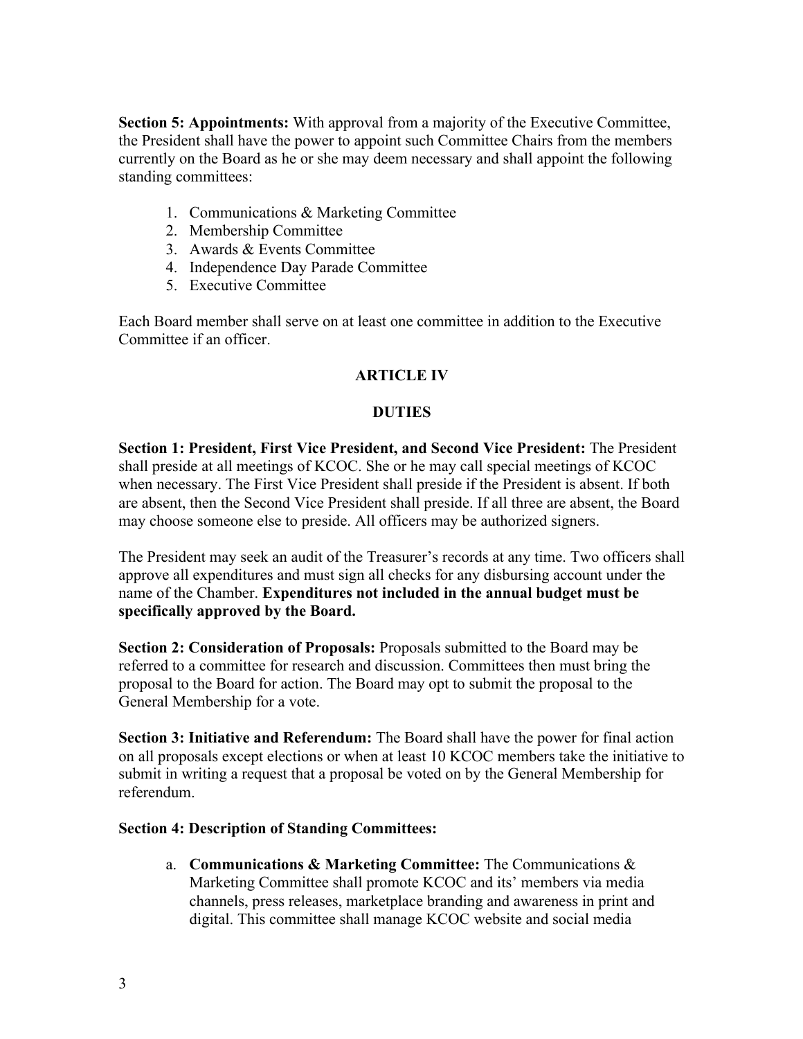**Section 5: Appointments:** With approval from a majority of the Executive Committee, the President shall have the power to appoint such Committee Chairs from the members currently on the Board as he or she may deem necessary and shall appoint the following standing committees:

1. Communications & Marketing Committee
2. Membership Committee
3. Awards & Events Committee
4. Independence Day Parade Committee
5. Executive Committee

Each Board member shall serve on at least one committee in addition to the Executive Committee if an officer.

## ARTICLE IV

## DUTIES

**Section 1: President, First Vice President, and Second Vice President:** The President shall preside at all meetings of KCOC. She or he may call special meetings of KCOC when necessary. The First Vice President shall preside if the President is absent. If both are absent, then the Second Vice President shall preside. If all three are absent, the Board may choose someone else to preside. All officers may be authorized signers.

The President may seek an audit of the Treasurer's records at any time. Two officers shall approve all expenditures and must sign all checks for any disbursing account under the name of the Chamber. **Expenditures not included in the annual budget must be specifically approved by the Board.**

**Section 2: Consideration of Proposals:** Proposals submitted to the Board may be referred to a committee for research and discussion. Committees then must bring the proposal to the Board for action. The Board may opt to submit the proposal to the General Membership for a vote.

**Section 3: Initiative and Referendum:** The Board shall have the power for final action on all proposals except elections or when at least 10 KCOC members take the initiative to submit in writing a request that a proposal be voted on by the General Membership for referendum.

**Section 4: Description of Standing Committees:**

a. **Communications & Marketing Committee:** The Communications & Marketing Committee shall promote KCOC and its' members via media channels, press releases, marketplace branding and awareness in print and digital. This committee shall manage KCOC website and social media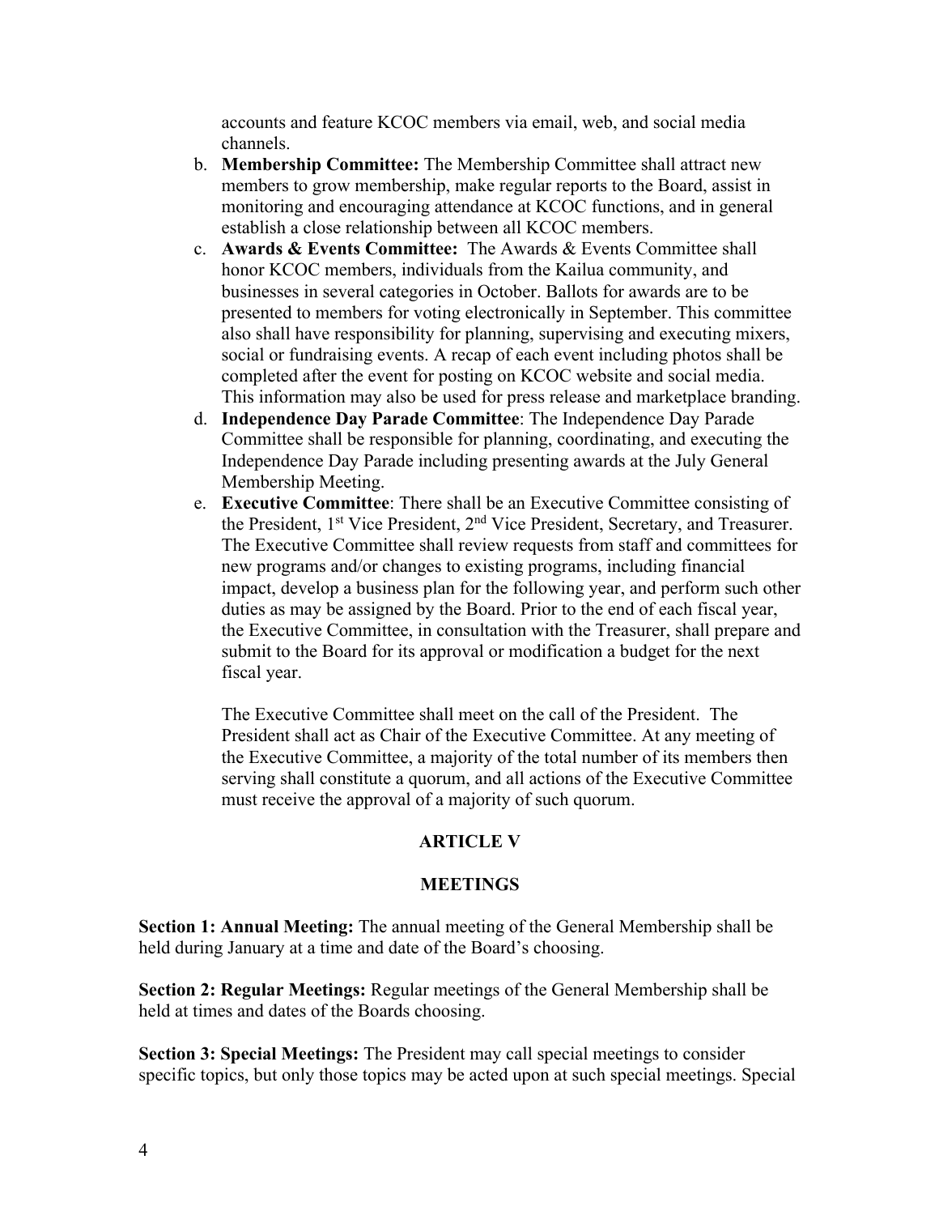accounts and feature KCOC members via email, web, and social media channels.

b. **Membership Committee:** The Membership Committee shall attract new members to grow membership, make regular reports to the Board, assist in monitoring and encouraging attendance at KCOC functions, and in general establish a close relationship between all KCOC members.

c. **Awards & Events Committee:** The Awards & Events Committee shall honor KCOC members, individuals from the Kailua community, and businesses in several categories in October. Ballots for awards are to be presented to members for voting electronically in September. This committee also shall have responsibility for planning, supervising and executing mixers, social or fundraising events. A recap of each event including photos shall be completed after the event for posting on KCOC website and social media. This information may also be used for press release and marketplace branding.

d. **Independence Day Parade Committee**: The Independence Day Parade Committee shall be responsible for planning, coordinating, and executing the Independence Day Parade including presenting awards at the July General Membership Meeting.

e. **Executive Committee**: There shall be an Executive Committee consisting of the President, 1st Vice President, 2nd Vice President, Secretary, and Treasurer. The Executive Committee shall review requests from staff and committees for new programs and/or changes to existing programs, including financial impact, develop a business plan for the following year, and perform such other duties as may be assigned by the Board. Prior to the end of each fiscal year, the Executive Committee, in consultation with the Treasurer, shall prepare and submit to the Board for its approval or modification a budget for the next fiscal year.

   The Executive Committee shall meet on the call of the President. The President shall act as Chair of the Executive Committee. At any meeting of the Executive Committee, a majority of the total number of its members then serving shall constitute a quorum, and all actions of the Executive Committee must receive the approval of a majority of such quorum.

## ARTICLE V

## MEETINGS

**Section 1: Annual Meeting:** The annual meeting of the General Membership shall be held during January at a time and date of the Board's choosing.

**Section 2: Regular Meetings:** Regular meetings of the General Membership shall be held at times and dates of the Boards choosing.

**Section 3: Special Meetings:** The President may call special meetings to consider specific topics, but only those topics may be acted upon at such special meetings. Special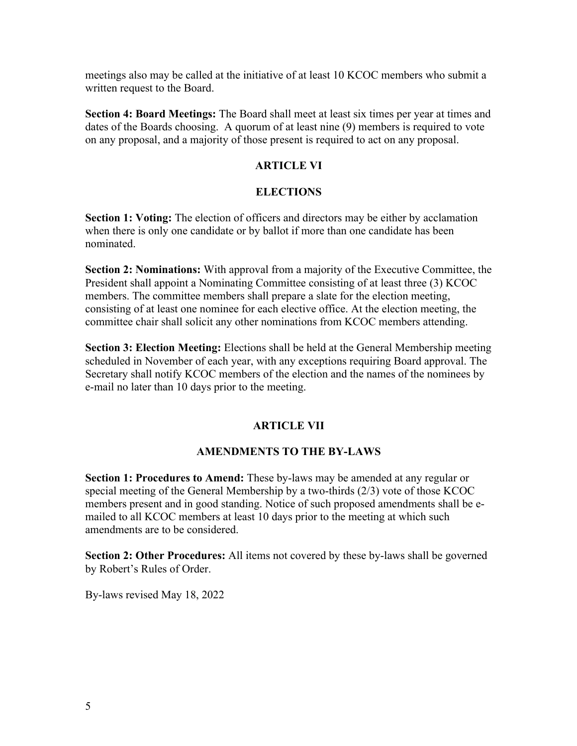meetings also may be called at the initiative of at least 10 KCOC members who submit a written request to the Board.

**Section 4: Board Meetings:** The Board shall meet at least six times per year at times and dates of the Boards choosing. A quorum of at least nine (9) members is required to vote on any proposal, and a majority of those present is required to act on any proposal.

## ARTICLE VI

## ELECTIONS

**Section 1: Voting:** The election of officers and directors may be either by acclamation when there is only one candidate or by ballot if more than one candidate has been nominated.

**Section 2: Nominations:** With approval from a majority of the Executive Committee, the President shall appoint a Nominating Committee consisting of at least three (3) KCOC members. The committee members shall prepare a slate for the election meeting, consisting of at least one nominee for each elective office. At the election meeting, the committee chair shall solicit any other nominations from KCOC members attending.

**Section 3: Election Meeting:** Elections shall be held at the General Membership meeting scheduled in November of each year, with any exceptions requiring Board approval. The Secretary shall notify KCOC members of the election and the names of the nominees by e-mail no later than 10 days prior to the meeting.

## ARTICLE VII

## AMENDMENTS TO THE BY-LAWS

**Section 1: Procedures to Amend:** These by-laws may be amended at any regular or special meeting of the General Membership by a two-thirds (2/3) vote of those KCOC members present and in good standing. Notice of such proposed amendments shall be e-mailed to all KCOC members at least 10 days prior to the meeting at which such amendments are to be considered.

**Section 2: Other Procedures:** All items not covered by these by-laws shall be governed by Robert's Rules of Order.

By-laws revised May 18, 2022